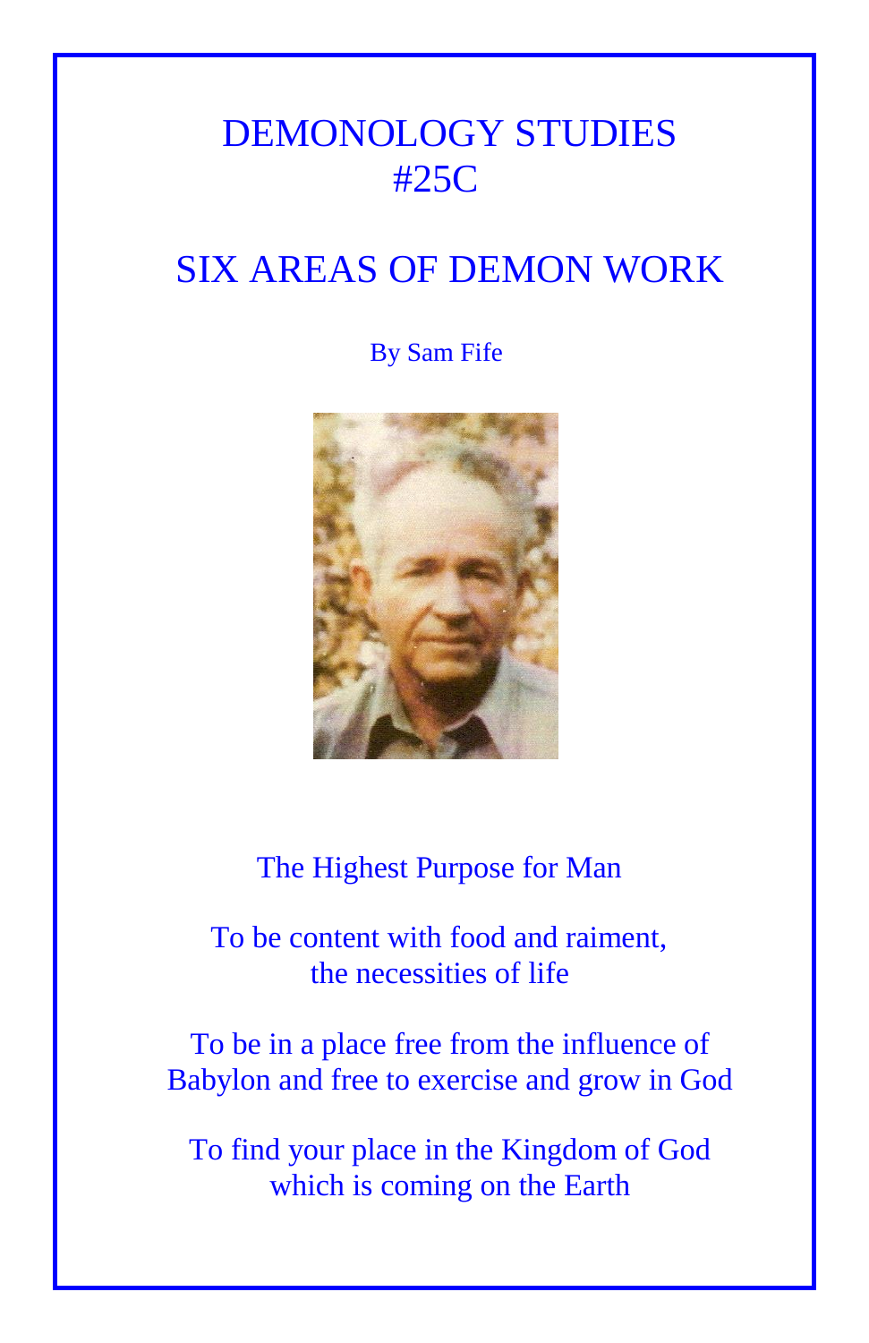# DEMONOLOGY STUDIES #25C

## SIX AREAS OF DEMON WORK

By Sam Fife

The Highest Purpose for Man

To be content with food and raiment, the necessities of life

To be in a place free from the influence of Babylon and free to exercise and grow in God

To find your place in the Kingdom of God which is coming on the Earth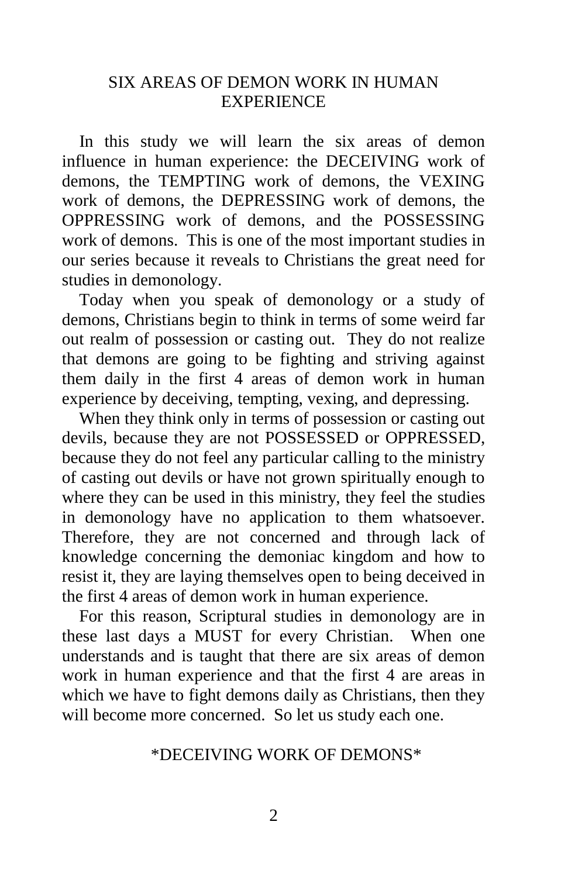# SIX AREAS OF DEMON WORK IN HUMAN EXPERIENCE

In this study we will learn the six areas of demon influence in human experience: the DECEIVING work of demons, the TEMPTING work of demons, the VEXING work of demons, the DEPRESSING work of demons, the OPPRESSING work of demons, and the POSSESSING work of demons. This is one of the most important studies in our series because it reveals to Christians the great need for studies in demonology.

Today when you speak of demonology or a study of demons, Christians begin to think in terms of some weird far out realm of possession or casting out. They do not realize that demons are going to be fighting and striving against them daily in the first 4 areas of demon work in human experience by deceiving, tempting, vexing, and depressing.

When they think only in terms of possession or casting out devils, because they are not POSSESSED or OPPRESSED, because they do not feel any particular calling to the ministry of casting out devils or have not grown spiritually enough to where they can be used in this ministry, they feel the studies in demonology have no application to them whatsoever. Therefore, they are not concerned and through lack of knowledge concerning the demoniac kingdom and how to resist it, they are laying themselves open to being deceived in the first 4 areas of demon work in human experience.

For this reason, Scriptural studies in demonology are in these last days a MUST for every Christian. When one understands and is taught that there are six areas of demon work in human experience and that the first 4 are areas in which we have to fight demons daily as Christians, then they will become more concerned. So let us study each one.

## *DECEIVING WORK OF DEMONS*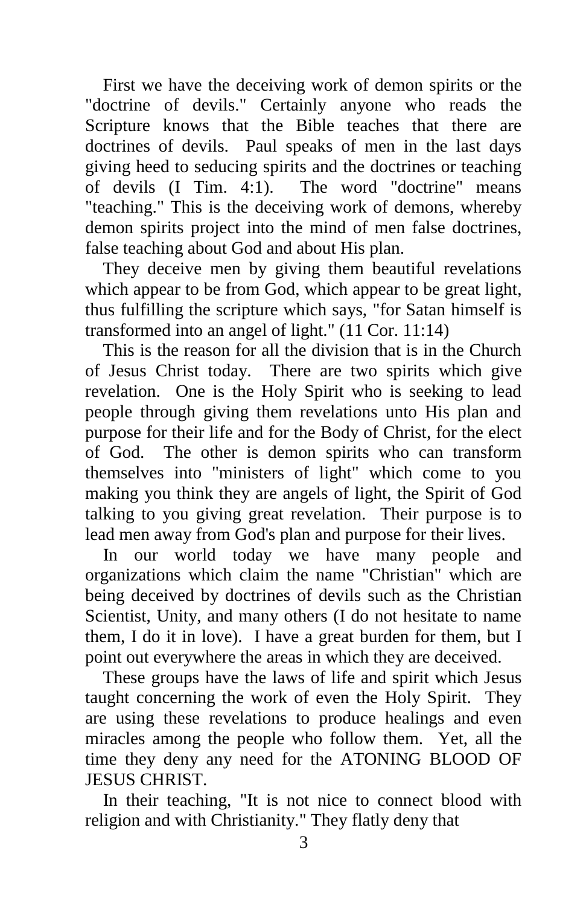First we have the deceiving work of demon spirits or the "doctrine of devils." Certainly anyone who reads the Scripture knows that the Bible teaches that there are doctrines of devils. Paul speaks of men in the last days giving heed to seducing spirits and the doctrines or teaching of devils (I Tim. 4:1). The word "doctrine" means "teaching." This is the deceiving work of demons, whereby demon spirits project into the mind of men false doctrines, false teaching about God and about His plan.

They deceive men by giving them beautiful revelations which appear to be from God, which appear to be great light, thus fulfilling the scripture which says, "for Satan himself is transformed into an angel of light." (11 Cor. 11:14)

This is the reason for all the division that is in the Church of Jesus Christ today. There are two spirits which give revelation. One is the Holy Spirit who is seeking to lead people through giving them revelations unto His plan and purpose for their life and for the Body of Christ, for the elect of God. The other is demon spirits who can transform themselves into "ministers of light" which come to you making you think they are angels of light, the Spirit of God talking to you giving great revelation. Their purpose is to lead men away from God's plan and purpose for their lives.

In our world today we have many people and organizations which claim the name "Christian" which are being deceived by doctrines of devils such as the Christian Scientist, Unity, and many others (I do not hesitate to name them, I do it in love). I have a great burden for them, but I point out everywhere the areas in which they are deceived.

These groups have the laws of life and spirit which Jesus taught concerning the work of even the Holy Spirit. They are using these revelations to produce healings and even miracles among the people who follow them. Yet, all the time they deny any need for the ATONING BLOOD OF JESUS CHRIST.

In their teaching, "It is not nice to connect blood with religion and with Christianity." They flatly deny that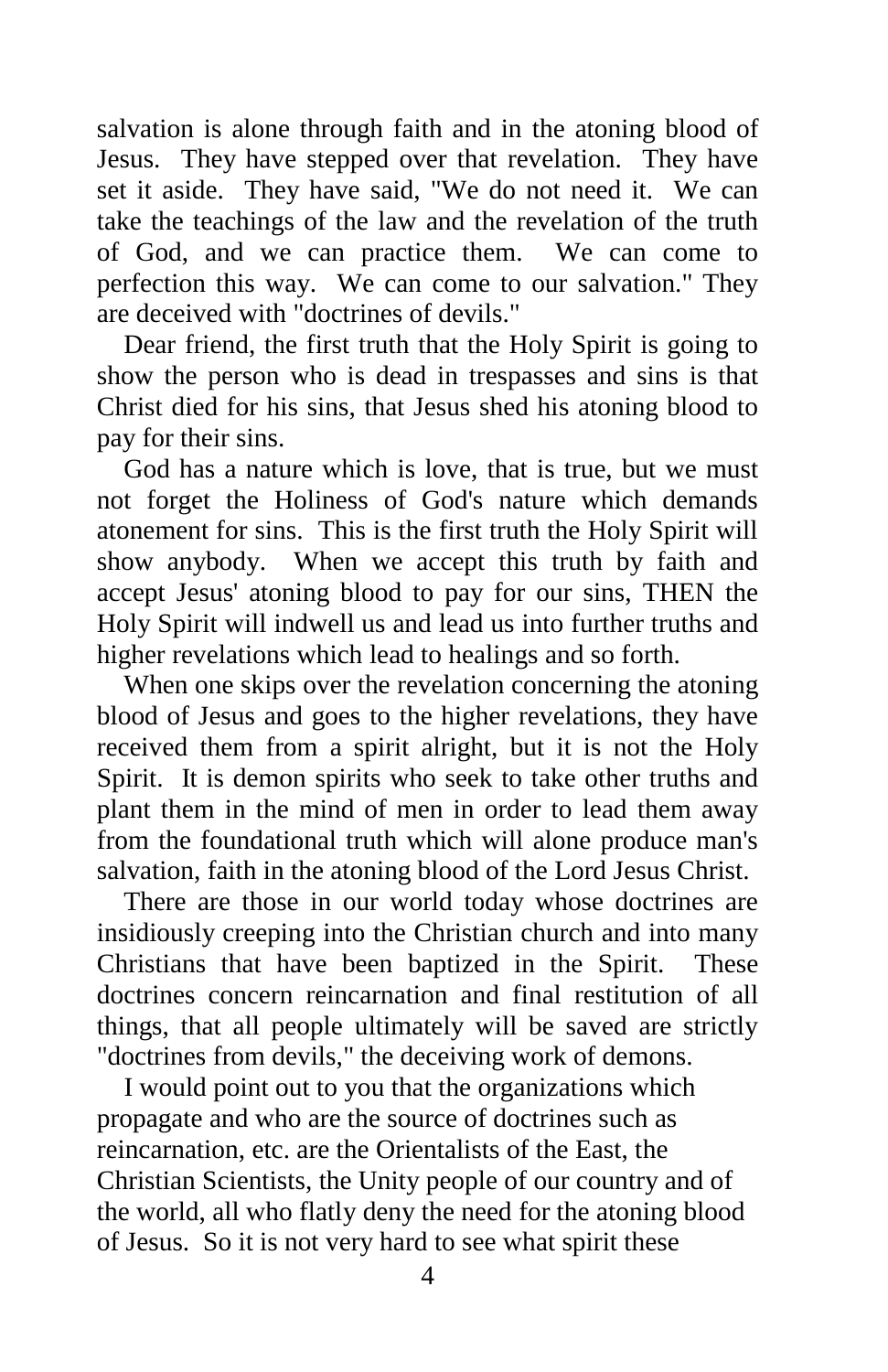salvation is alone through faith and in the atoning blood of Jesus. They have stepped over that revelation. They have set it aside. They have said, "We do not need it. We can take the teachings of the law and the revelation of the truth of God, and we can practice them. We can come to perfection this way. We can come to our salvation." They are deceived with "doctrines of devils."

Dear friend, the first truth that the Holy Spirit is going to show the person who is dead in trespasses and sins is that Christ died for his sins, that Jesus shed his atoning blood to pay for their sins.

God has a nature which is love, that is true, but we must not forget the Holiness of God's nature which demands atonement for sins. This is the first truth the Holy Spirit will show anybody. When we accept this truth by faith and accept Jesus' atoning blood to pay for our sins, THEN the Holy Spirit will indwell us and lead us into further truths and higher revelations which lead to healings and so forth.

When one skips over the revelation concerning the atoning blood of Jesus and goes to the higher revelations, they have received them from a spirit alright, but it is not the Holy Spirit. It is demon spirits who seek to take other truths and plant them in the mind of men in order to lead them away from the foundational truth which will alone produce man's salvation, faith in the atoning blood of the Lord Jesus Christ.

There are those in our world today whose doctrines are insidiously creeping into the Christian church and into many Christians that have been baptized in the Spirit. These doctrines concern reincarnation and final restitution of all things, that all people ultimately will be saved are strictly "doctrines from devils," the deceiving work of demons.

I would point out to you that the organizations which propagate and who are the source of doctrines such as reincarnation, etc. are the Orientalists of the East, the Christian Scientists, the Unity people of our country and of the world, all who flatly deny the need for the atoning blood of Jesus. So it is not very hard to see what spirit these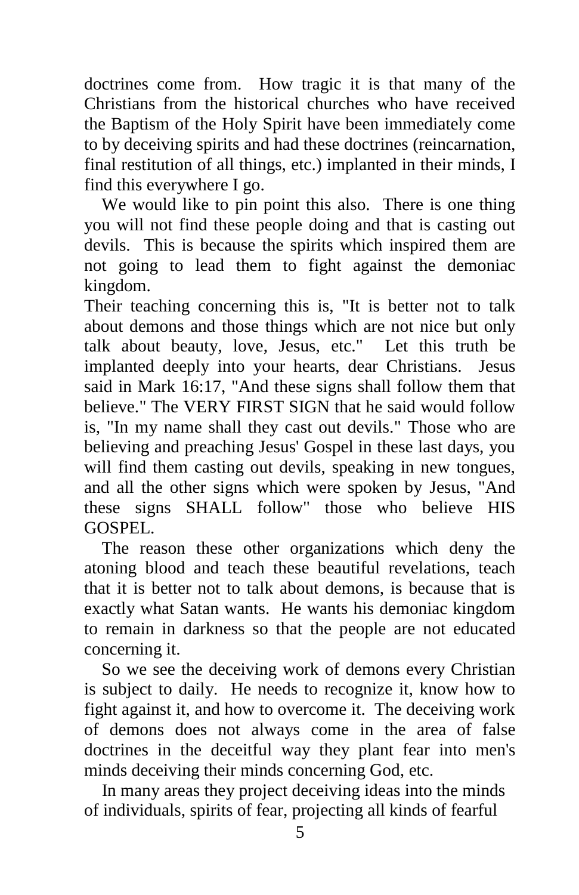doctrines come from. How tragic it is that many of the Christians from the historical churches who have received the Baptism of the Holy Spirit have been immediately come to by deceiving spirits and had these doctrines (reincarnation, final restitution of all things, etc.) implanted in their minds, I find this everywhere I go.

We would like to pin point this also. There is one thing you will not find these people doing and that is casting out devils. This is because the spirits which inspired them are not going to lead them to fight against the demoniac kingdom.

Their teaching concerning this is, "It is better not to talk about demons and those things which are not nice but only talk about beauty, love, Jesus, etc." Let this truth be implanted deeply into your hearts, dear Christians. Jesus said in Mark 16:17, "And these signs shall follow them that believe." The VERY FIRST SIGN that he said would follow is, "In my name shall they cast out devils." Those who are believing and preaching Jesus' Gospel in these last days, you will find them casting out devils, speaking in new tongues, and all the other signs which were spoken by Jesus, "And these signs SHALL follow" those who believe HIS GOSPEL.

The reason these other organizations which deny the atoning blood and teach these beautiful revelations, teach that it is better not to talk about demons, is because that is exactly what Satan wants. He wants his demoniac kingdom to remain in darkness so that the people are not educated concerning it.

So we see the deceiving work of demons every Christian is subject to daily. He needs to recognize it, know how to fight against it, and how to overcome it. The deceiving work of demons does not always come in the area of false doctrines in the deceitful way they plant fear into men's minds deceiving their minds concerning God, etc.

In many areas they project deceiving ideas into the minds of individuals, spirits of fear, projecting all kinds of fearful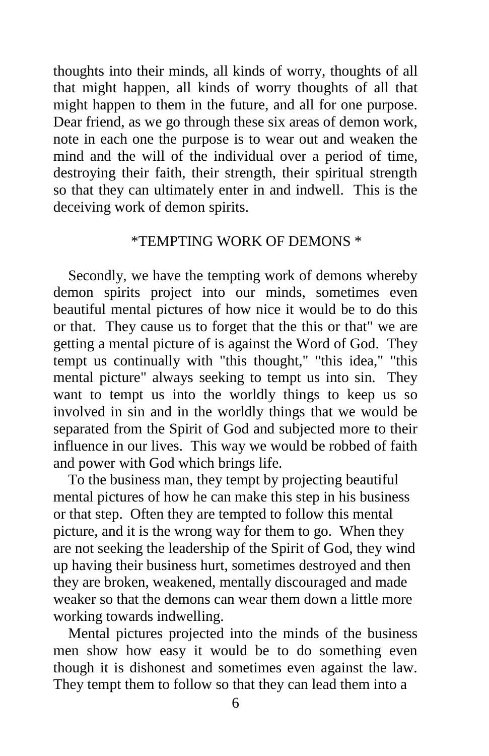thoughts into their minds, all kinds of worry, thoughts of all that might happen, all kinds of worry thoughts of all that might happen to them in the future, and all for one purpose. Dear friend, as we go through these six areas of demon work, note in each one the purpose is to wear out and weaken the mind and the will of the individual over a period of time, destroying their faith, their strength, their spiritual strength so that they can ultimately enter in and indwell. This is the deceiving work of demon spirits.

## *TEMPTING WORK OF DEMONS *

Secondly, we have the tempting work of demons whereby demon spirits project into our minds, sometimes even beautiful mental pictures of how nice it would be to do this or that. They cause us to forget that the this or that" we are getting a mental picture of is against the Word of God. They tempt us continually with "this thought," "this idea," "this mental picture" always seeking to tempt us into sin. They want to tempt us into the worldly things to keep us so involved in sin and in the worldly things that we would be separated from the Spirit of God and subjected more to their influence in our lives. This way we would be robbed of faith and power with God which brings life.

To the business man, they tempt by projecting beautiful mental pictures of how he can make this step in his business or that step. Often they are tempted to follow this mental picture, and it is the wrong way for them to go. When they are not seeking the leadership of the Spirit of God, they wind up having their business hurt, sometimes destroyed and then they are broken, weakened, mentally discouraged and made weaker so that the demons can wear them down a little more working towards indwelling.

Mental pictures projected into the minds of the business men show how easy it would be to do something even though it is dishonest and sometimes even against the law. They tempt them to follow so that they can lead them into a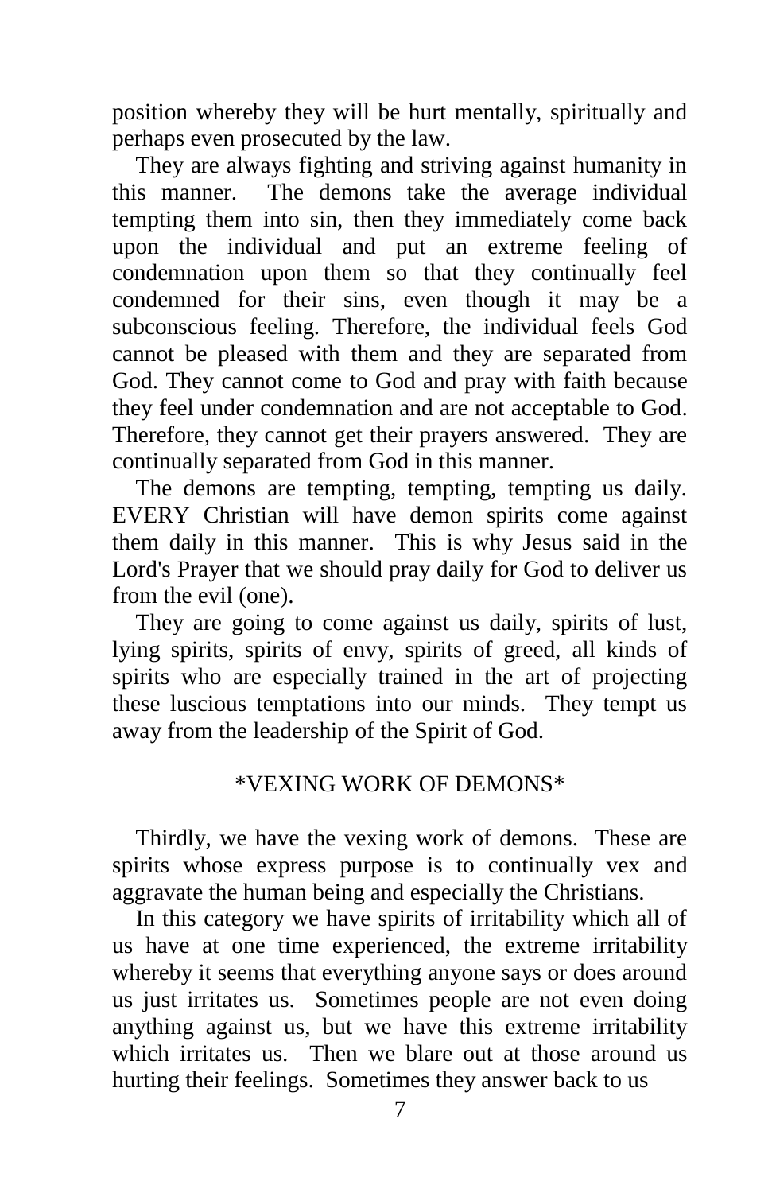position whereby they will be hurt mentally, spiritually and perhaps even prosecuted by the law.

They are always fighting and striving against humanity in this manner. The demons take the average individual tempting them into sin, then they immediately come back upon the individual and put an extreme feeling of condemnation upon them so that they continually feel condemned for their sins, even though it may be a subconscious feeling. Therefore, the individual feels God cannot be pleased with them and they are separated from God. They cannot come to God and pray with faith because they feel under condemnation and are not acceptable to God. Therefore, they cannot get their prayers answered. They are continually separated from God in this manner.

The demons are tempting, tempting, tempting us daily. EVERY Christian will have demon spirits come against them daily in this manner. This is why Jesus said in the Lord's Prayer that we should pray daily for God to deliver us from the evil (one).

They are going to come against us daily, spirits of lust, lying spirits, spirits of envy, spirits of greed, all kinds of spirits who are especially trained in the art of projecting these luscious temptations into our minds. They tempt us away from the leadership of the Spirit of God.

## *VEXING WORK OF DEMONS*

Thirdly, we have the vexing work of demons. These are spirits whose express purpose is to continually vex and aggravate the human being and especially the Christians.

In this category we have spirits of irritability which all of us have at one time experienced, the extreme irritability whereby it seems that everything anyone says or does around us just irritates us. Sometimes people are not even doing anything against us, but we have this extreme irritability which irritates us. Then we blare out at those around us hurting their feelings. Sometimes they answer back to us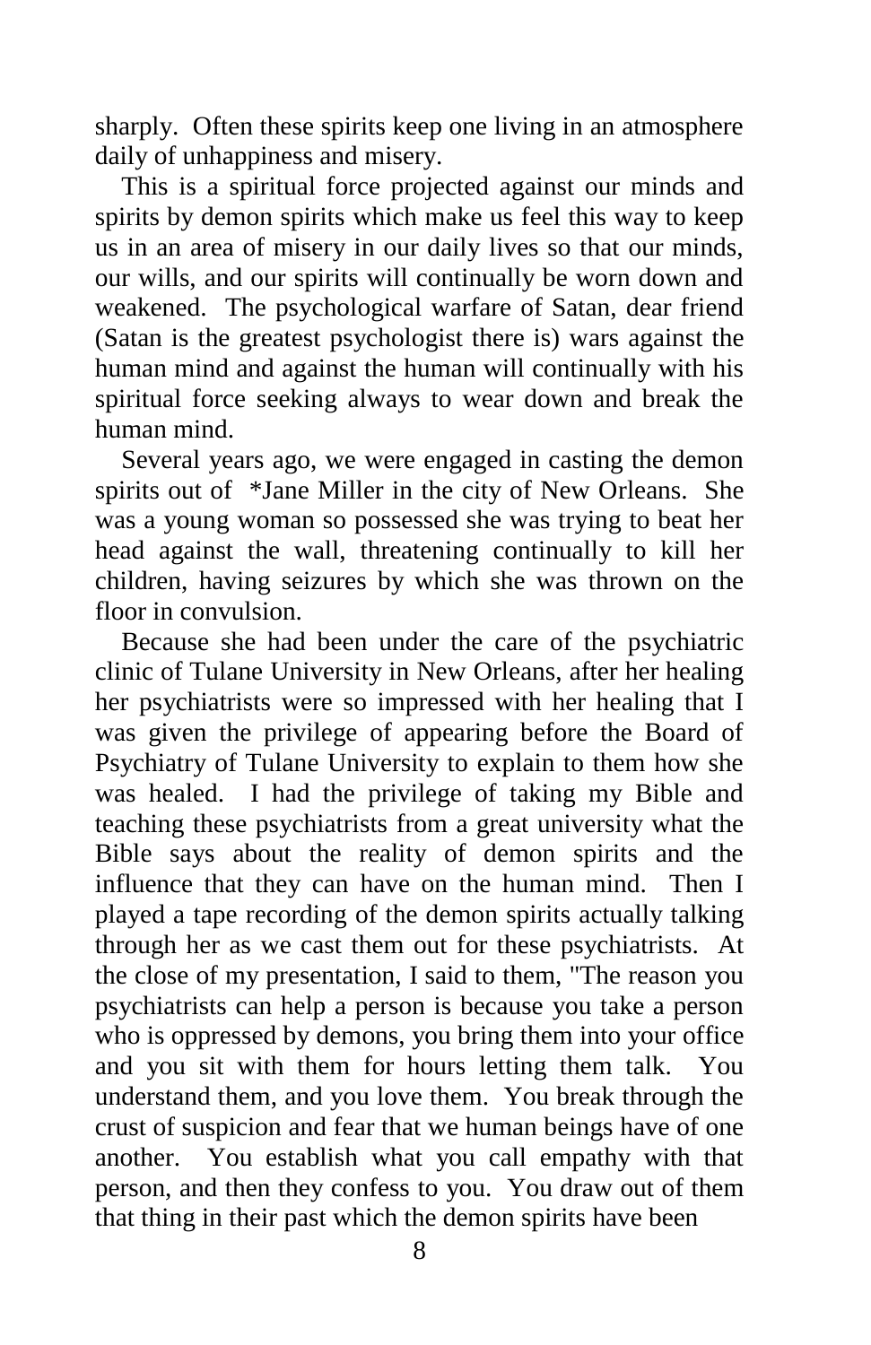sharply. Often these spirits keep one living in an atmosphere daily of unhappiness and misery.

This is a spiritual force projected against our minds and spirits by demon spirits which make us feel this way to keep us in an area of misery in our daily lives so that our minds, our wills, and our spirits will continually be worn down and weakened. The psychological warfare of Satan, dear friend (Satan is the greatest psychologist there is) wars against the human mind and against the human will continually with his spiritual force seeking always to wear down and break the human mind.

Several years ago, we were engaged in casting the demon spirits out of *Jane Miller in the city of New Orleans. She was a young woman so possessed she was trying to beat her head against the wall, threatening continually to kill her children, having seizures by which she was thrown on the floor in convulsion.

Because she had been under the care of the psychiatric clinic of Tulane University in New Orleans, after her healing her psychiatrists were so impressed with her healing that I was given the privilege of appearing before the Board of Psychiatry of Tulane University to explain to them how she was healed. I had the privilege of taking my Bible and teaching these psychiatrists from a great university what the Bible says about the reality of demon spirits and the influence that they can have on the human mind. Then I played a tape recording of the demon spirits actually talking through her as we cast them out for these psychiatrists. At the close of my presentation, I said to them, "The reason you psychiatrists can help a person is because you take a person who is oppressed by demons, you bring them into your office and you sit with them for hours letting them talk. You understand them, and you love them. You break through the crust of suspicion and fear that we human beings have of one another. You establish what you call empathy with that person, and then they confess to you. You draw out of them that thing in their past which the demon spirits have been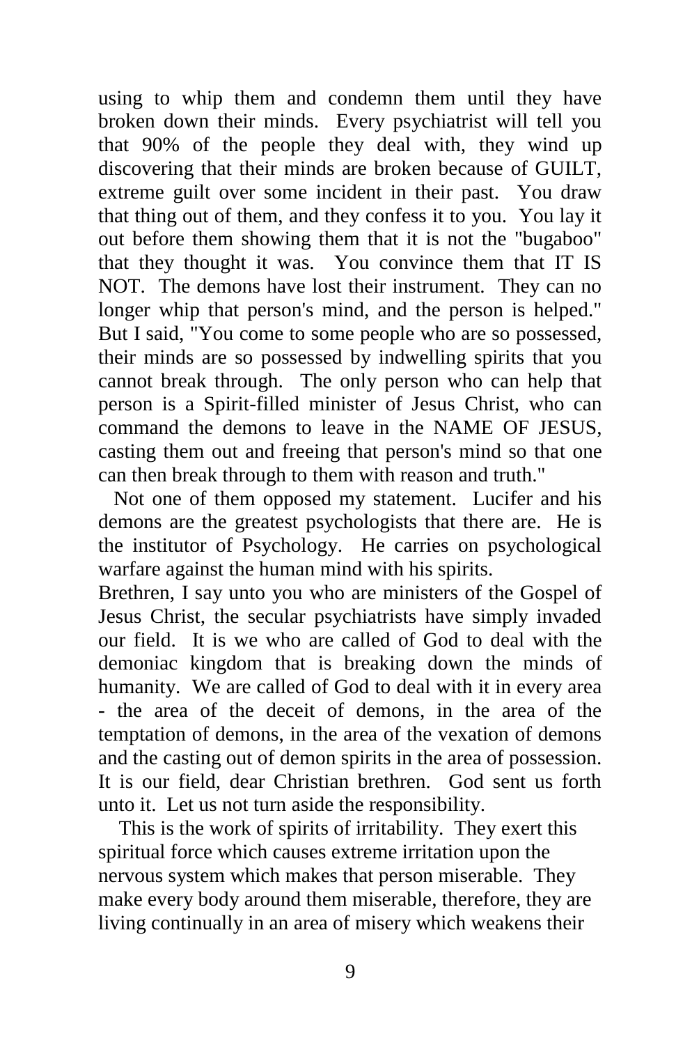using to whip them and condemn them until they have broken down their minds. Every psychiatrist will tell you that 90% of the people they deal with, they wind up discovering that their minds are broken because of GUILT, extreme guilt over some incident in their past. You draw that thing out of them, and they confess it to you. You lay it out before them showing them that it is not the "bugaboo" that they thought it was. You convince them that IT IS NOT. The demons have lost their instrument. They can no longer whip that person's mind, and the person is helped." But I said, "You come to some people who are so possessed, their minds are so possessed by indwelling spirits that you cannot break through. The only person who can help that person is a Spirit-filled minister of Jesus Christ, who can command the demons to leave in the NAME OF JESUS, casting them out and freeing that person's mind so that one can then break through to them with reason and truth."

Not one of them opposed my statement. Lucifer and his demons are the greatest psychologists that there are. He is the institutor of Psychology. He carries on psychological warfare against the human mind with his spirits.

Brethren, I say unto you who are ministers of the Gospel of Jesus Christ, the secular psychiatrists have simply invaded our field. It is we who are called of God to deal with the demoniac kingdom that is breaking down the minds of humanity. We are called of God to deal with it in every area - the area of the deceit of demons, in the area of the temptation of demons, in the area of the vexation of demons and the casting out of demon spirits in the area of possession. It is our field, dear Christian brethren. God sent us forth unto it. Let us not turn aside the responsibility.

This is the work of spirits of irritability. They exert this spiritual force which causes extreme irritation upon the nervous system which makes that person miserable. They make every body around them miserable, therefore, they are living continually in an area of misery which weakens their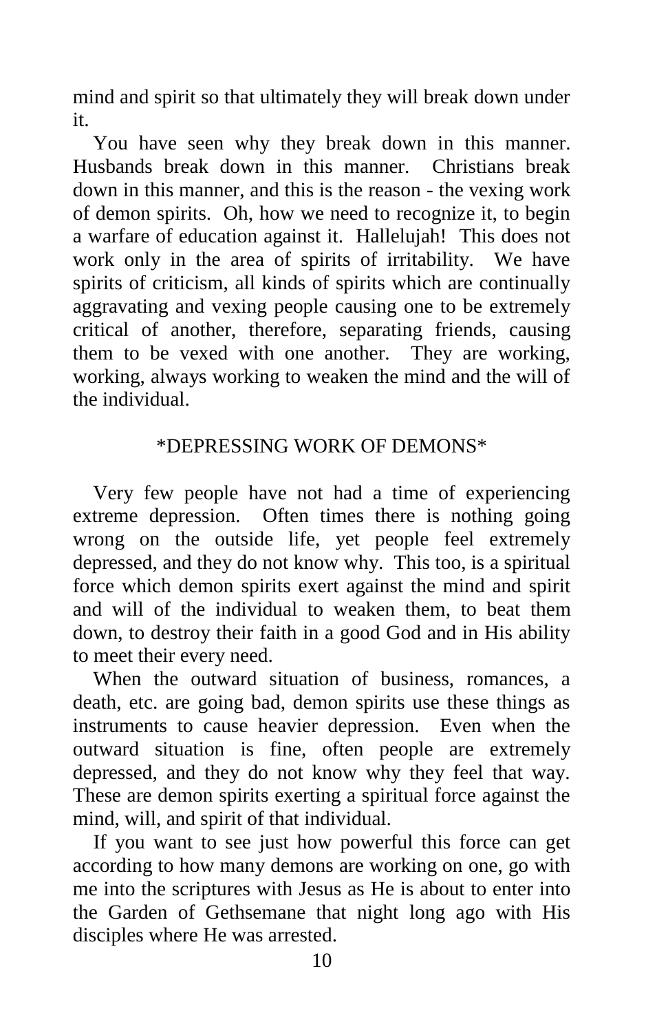mind and spirit so that ultimately they will break down under it.

You have seen why they break down in this manner. Husbands break down in this manner. Christians break down in this manner, and this is the reason - the vexing work of demon spirits. Oh, how we need to recognize it, to begin a warfare of education against it. Hallelujah! This does not work only in the area of spirits of irritability. We have spirits of criticism, all kinds of spirits which are continually aggravating and vexing people causing one to be extremely critical of another, therefore, separating friends, causing them to be vexed with one another. They are working, working, always working to weaken the mind and the will of the individual.

## *DEPRESSING WORK OF DEMONS*

Very few people have not had a time of experiencing extreme depression. Often times there is nothing going wrong on the outside life, yet people feel extremely depressed, and they do not know why. This too, is a spiritual force which demon spirits exert against the mind and spirit and will of the individual to weaken them, to beat them down, to destroy their faith in a good God and in His ability to meet their every need.

When the outward situation of business, romances, a death, etc. are going bad, demon spirits use these things as instruments to cause heavier depression. Even when the outward situation is fine, often people are extremely depressed, and they do not know why they feel that way. These are demon spirits exerting a spiritual force against the mind, will, and spirit of that individual.

If you want to see just how powerful this force can get according to how many demons are working on one, go with me into the scriptures with Jesus as He is about to enter into the Garden of Gethsemane that night long ago with His disciples where He was arrested.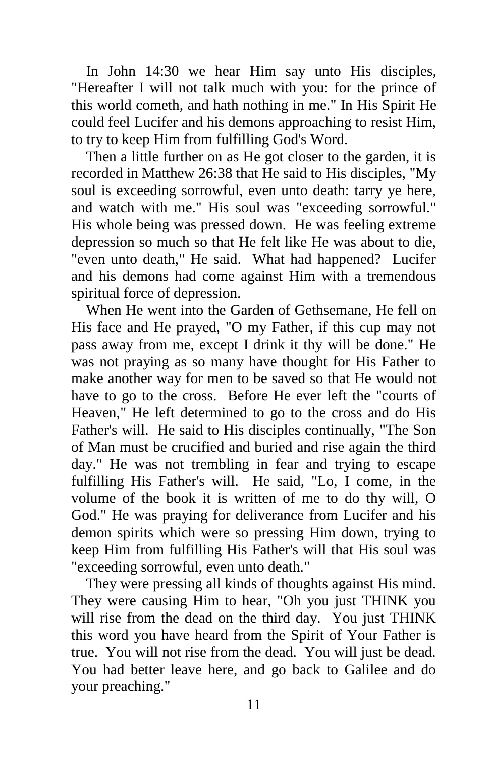In John 14:30 we hear Him say unto His disciples, "Hereafter I will not talk much with you: for the prince of this world cometh, and hath nothing in me." In His Spirit He could feel Lucifer and his demons approaching to resist Him, to try to keep Him from fulfilling God's Word.

Then a little further on as He got closer to the garden, it is recorded in Matthew 26:38 that He said to His disciples, "My soul is exceeding sorrowful, even unto death: tarry ye here, and watch with me." His soul was "exceeding sorrowful." His whole being was pressed down. He was feeling extreme depression so much so that He felt like He was about to die, "even unto death," He said. What had happened? Lucifer and his demons had come against Him with a tremendous spiritual force of depression.

When He went into the Garden of Gethsemane, He fell on His face and He prayed, "O my Father, if this cup may not pass away from me, except I drink it thy will be done." He was not praying as so many have thought for His Father to make another way for men to be saved so that He would not have to go to the cross. Before He ever left the "courts of Heaven," He left determined to go to the cross and do His Father's will. He said to His disciples continually, "The Son of Man must be crucified and buried and rise again the third day." He was not trembling in fear and trying to escape fulfilling His Father's will. He said, "Lo, I come, in the volume of the book it is written of me to do thy will, O God." He was praying for deliverance from Lucifer and his demon spirits which were so pressing Him down, trying to keep Him from fulfilling His Father's will that His soul was "exceeding sorrowful, even unto death."

They were pressing all kinds of thoughts against His mind. They were causing Him to hear, "Oh you just THINK you will rise from the dead on the third day. You just THINK this word you have heard from the Spirit of Your Father is true. You will not rise from the dead. You will just be dead. You had better leave here, and go back to Galilee and do your preaching."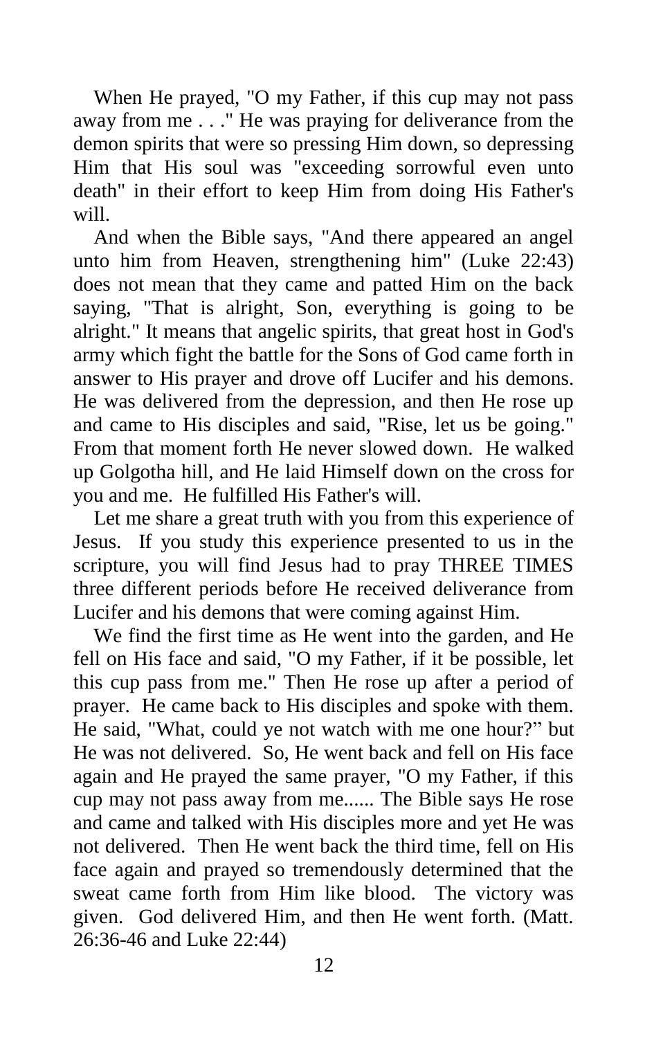When He prayed, "O my Father, if this cup may not pass away from me . . ." He was praying for deliverance from the demon spirits that were so pressing Him down, so depressing Him that His soul was "exceeding sorrowful even unto death" in their effort to keep Him from doing His Father's will.

And when the Bible says, "And there appeared an angel unto him from Heaven, strengthening him" (Luke 22:43) does not mean that they came and patted Him on the back saying, "That is alright, Son, everything is going to be alright." It means that angelic spirits, that great host in God's army which fight the battle for the Sons of God came forth in answer to His prayer and drove off Lucifer and his demons. He was delivered from the depression, and then He rose up and came to His disciples and said, "Rise, let us be going." From that moment forth He never slowed down. He walked up Golgotha hill, and He laid Himself down on the cross for you and me. He fulfilled His Father's will.

Let me share a great truth with you from this experience of Jesus. If you study this experience presented to us in the scripture, you will find Jesus had to pray THREE TIMES three different periods before He received deliverance from Lucifer and his demons that were coming against Him.

We find the first time as He went into the garden, and He fell on His face and said, "O my Father, if it be possible, let this cup pass from me." Then He rose up after a period of prayer. He came back to His disciples and spoke with them. He said, "What, could ye not watch with me one hour?" but He was not delivered. So, He went back and fell on His face again and He prayed the same prayer, "O my Father, if this cup may not pass away from me...... The Bible says He rose and came and talked with His disciples more and yet He was not delivered. Then He went back the third time, fell on His face again and prayed so tremendously determined that the sweat came forth from Him like blood. The victory was given. God delivered Him, and then He went forth. (Matt. 26:36-46 and Luke 22:44)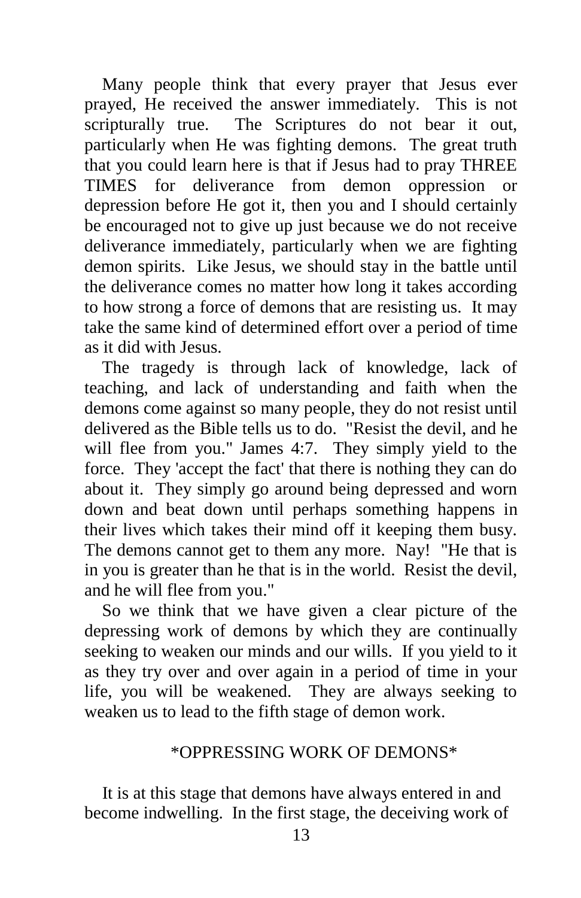Many people think that every prayer that Jesus ever prayed, He received the answer immediately. This is not scripturally true. The Scriptures do not bear it out, particularly when He was fighting demons. The great truth that you could learn here is that if Jesus had to pray THREE TIMES for deliverance from demon oppression or depression before He got it, then you and I should certainly be encouraged not to give up just because we do not receive deliverance immediately, particularly when we are fighting demon spirits. Like Jesus, we should stay in the battle until the deliverance comes no matter how long it takes according to how strong a force of demons that are resisting us. It may take the same kind of determined effort over a period of time as it did with Jesus.

The tragedy is through lack of knowledge, lack of teaching, and lack of understanding and faith when the demons come against so many people, they do not resist until delivered as the Bible tells us to do. "Resist the devil, and he will flee from you." James 4:7. They simply yield to the force. They 'accept the fact' that there is nothing they can do about it. They simply go around being depressed and worn down and beat down until perhaps something happens in their lives which takes their mind off it keeping them busy. The demons cannot get to them any more. Nay! "He that is in you is greater than he that is in the world. Resist the devil, and he will flee from you."

So we think that we have given a clear picture of the depressing work of demons by which they are continually seeking to weaken our minds and our wills. If you yield to it as they try over and over again in a period of time in your life, you will be weakened. They are always seeking to weaken us to lead to the fifth stage of demon work.

*OPPRESSING WORK OF DEMONS*

It is at this stage that demons have always entered in and become indwelling. In the first stage, the deceiving work of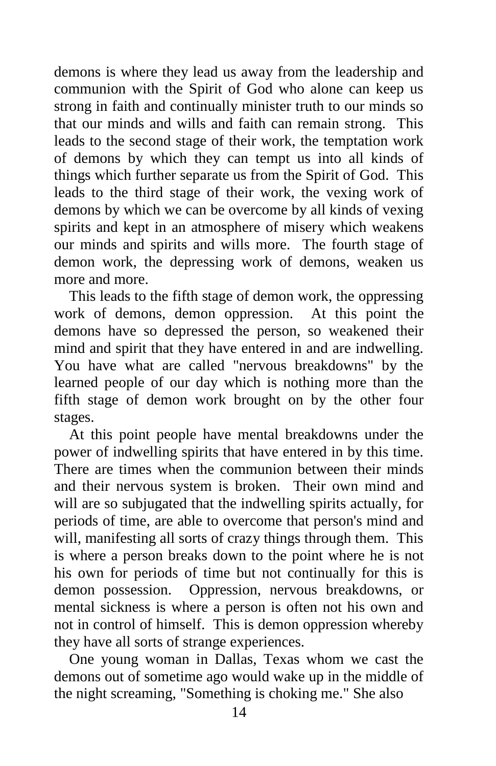demons is where they lead us away from the leadership and communion with the Spirit of God who alone can keep us strong in faith and continually minister truth to our minds so that our minds and wills and faith can remain strong. This leads to the second stage of their work, the temptation work of demons by which they can tempt us into all kinds of things which further separate us from the Spirit of God. This leads to the third stage of their work, the vexing work of demons by which we can be overcome by all kinds of vexing spirits and kept in an atmosphere of misery which weakens our minds and spirits and wills more. The fourth stage of demon work, the depressing work of demons, weaken us more and more.

This leads to the fifth stage of demon work, the oppressing work of demons, demon oppression. At this point the demons have so depressed the person, so weakened their mind and spirit that they have entered in and are indwelling. You have what are called "nervous breakdowns" by the learned people of our day which is nothing more than the fifth stage of demon work brought on by the other four stages.

At this point people have mental breakdowns under the power of indwelling spirits that have entered in by this time. There are times when the communion between their minds and their nervous system is broken. Their own mind and will are so subjugated that the indwelling spirits actually, for periods of time, are able to overcome that person's mind and will, manifesting all sorts of crazy things through them. This is where a person breaks down to the point where he is not his own for periods of time but not continually for this is demon possession. Oppression, nervous breakdowns, or mental sickness is where a person is often not his own and not in control of himself. This is demon oppression whereby they have all sorts of strange experiences.

One young woman in Dallas, Texas whom we cast the demons out of sometime ago would wake up in the middle of the night screaming, "Something is choking me." She also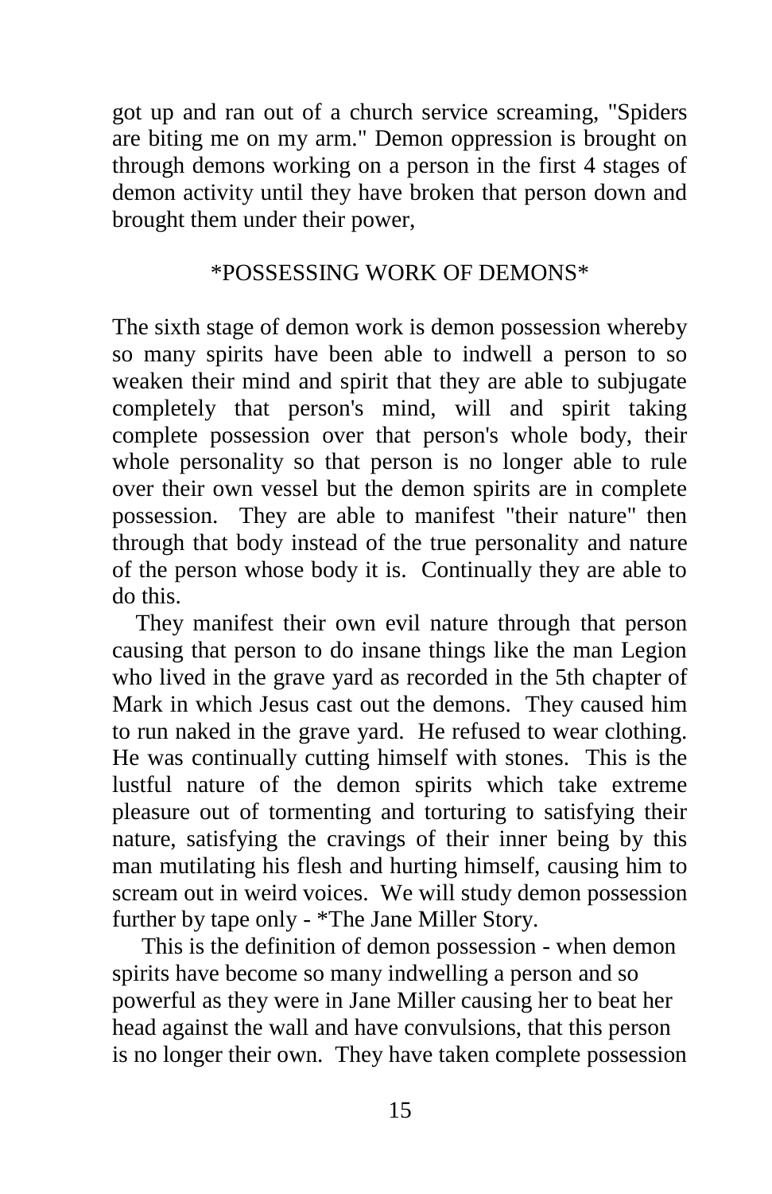got up and ran out of a church service screaming, "Spiders are biting me on my arm." Demon oppression is brought on through demons working on a person in the first 4 stages of demon activity until they have broken that person down and brought them under their power,

## *POSSESSING WORK OF DEMONS*

The sixth stage of demon work is demon possession whereby so many spirits have been able to indwell a person to so weaken their mind and spirit that they are able to subjugate completely that person's mind, will and spirit taking complete possession over that person's whole body, their whole personality so that person is no longer able to rule over their own vessel but the demon spirits are in complete possession. They are able to manifest "their nature" then through that body instead of the true personality and nature of the person whose body it is. Continually they are able to do this.

They manifest their own evil nature through that person causing that person to do insane things like the man Legion who lived in the grave yard as recorded in the 5th chapter of Mark in which Jesus cast out the demons. They caused him to run naked in the grave yard. He refused to wear clothing. He was continually cutting himself with stones. This is the lustful nature of the demon spirits which take extreme pleasure out of tormenting and torturing to satisfying their nature, satisfying the cravings of their inner being by this man mutilating his flesh and hurting himself, causing him to scream out in weird voices. We will study demon possession further by tape only - *The Jane Miller Story.

This is the definition of demon possession - when demon spirits have become so many indwelling a person and so powerful as they were in Jane Miller causing her to beat her head against the wall and have convulsions, that this person is no longer their own. They have taken complete possession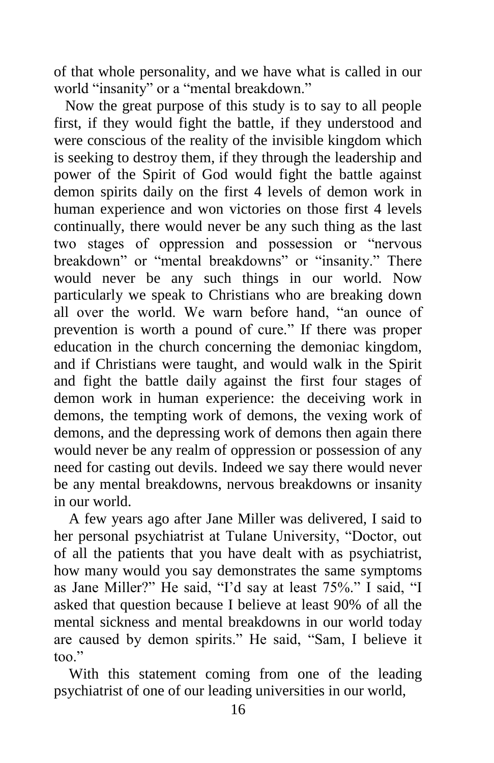of that whole personality, and we have what is called in our world "insanity" or a "mental breakdown."

Now the great purpose of this study is to say to all people first, if they would fight the battle, if they understood and were conscious of the reality of the invisible kingdom which is seeking to destroy them, if they through the leadership and power of the Spirit of God would fight the battle against demon spirits daily on the first 4 levels of demon work in human experience and won victories on those first 4 levels continually, there would never be any such thing as the last two stages of oppression and possession or "nervous breakdown" or "mental breakdowns" or "insanity." There would never be any such things in our world. Now particularly we speak to Christians who are breaking down all over the world. We warn before hand, "an ounce of prevention is worth a pound of cure." If there was proper education in the church concerning the demoniac kingdom, and if Christians were taught, and would walk in the Spirit and fight the battle daily against the first four stages of demon work in human experience: the deceiving work in demons, the tempting work of demons, the vexing work of demons, and the depressing work of demons then again there would never be any realm of oppression or possession of any need for casting out devils. Indeed we say there would never be any mental breakdowns, nervous breakdowns or insanity in our world.

A few years ago after Jane Miller was delivered, I said to her personal psychiatrist at Tulane University, "Doctor, out of all the patients that you have dealt with as psychiatrist, how many would you say demonstrates the same symptoms as Jane Miller?" He said, "I'd say at least 75%." I said, "I asked that question because I believe at least 90% of all the mental sickness and mental breakdowns in our world today are caused by demon spirits." He said, "Sam, I believe it too."

With this statement coming from one of the leading psychiatrist of one of our leading universities in our world,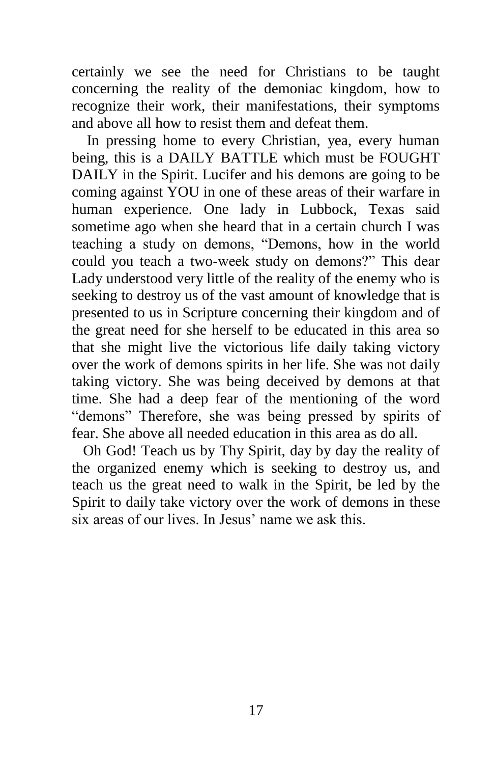certainly we see the need for Christians to be taught concerning the reality of the demoniac kingdom, how to recognize their work, their manifestations, their symptoms and above all how to resist them and defeat them.

In pressing home to every Christian, yea, every human being, this is a DAILY BATTLE which must be FOUGHT DAILY in the Spirit. Lucifer and his demons are going to be coming against YOU in one of these areas of their warfare in human experience. One lady in Lubbock, Texas said sometime ago when she heard that in a certain church I was teaching a study on demons, “Demons, how in the world could you teach a two-week study on demons?” This dear Lady understood very little of the reality of the enemy who is seeking to destroy us of the vast amount of knowledge that is presented to us in Scripture concerning their kingdom and of the great need for she herself to be educated in this area so that she might live the victorious life daily taking victory over the work of demons spirits in her life. She was not daily taking victory. She was being deceived by demons at that time. She had a deep fear of the mentioning of the word “demons” Therefore, she was being pressed by spirits of fear. She above all needed education in this area as do all.

Oh God! Teach us by Thy Spirit, day by day the reality of the organized enemy which is seeking to destroy us, and teach us the great need to walk in the Spirit, be led by the Spirit to daily take victory over the work of demons in these six areas of our lives. In Jesus’ name we ask this.